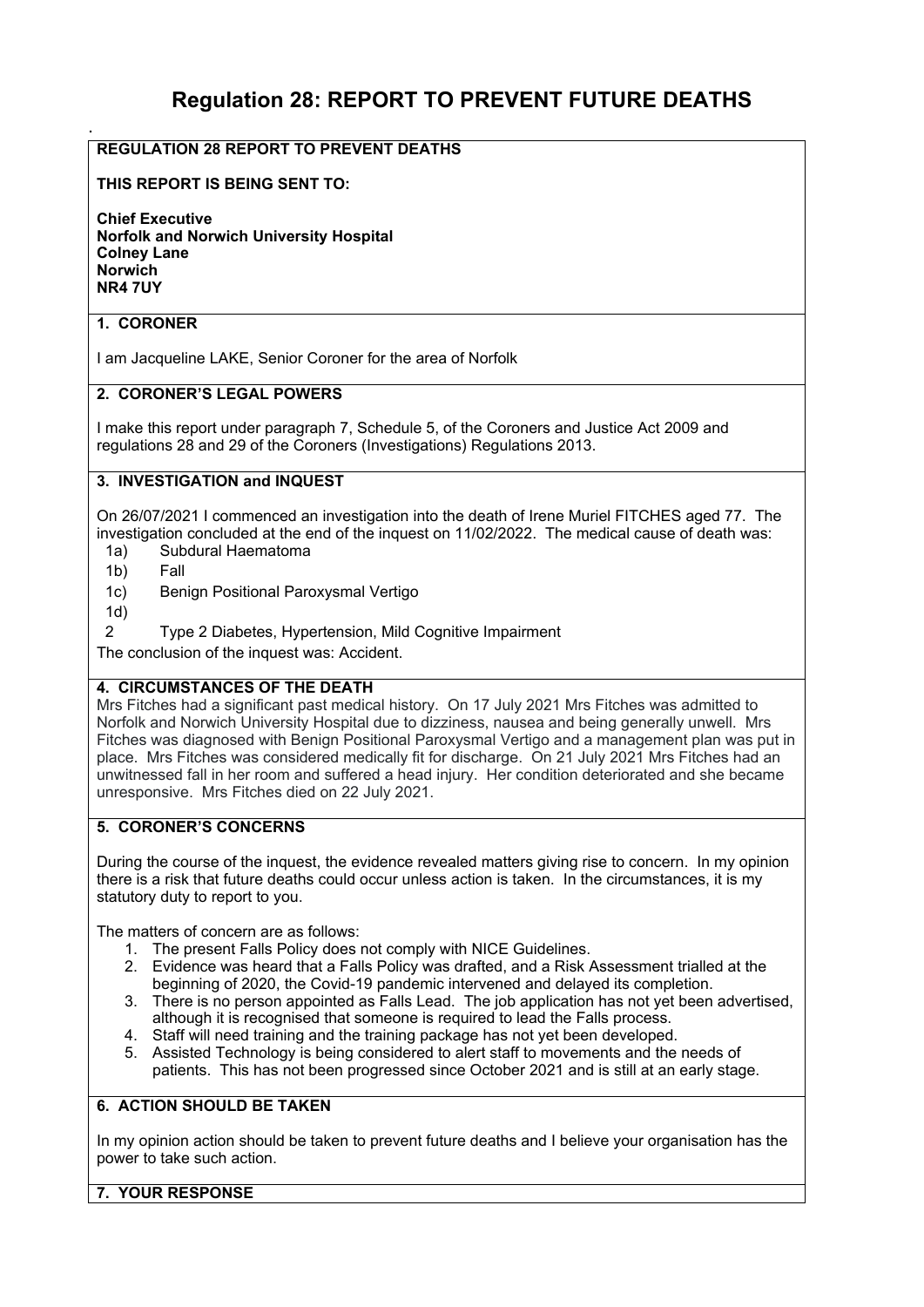# Regulation 28: REPORT TO PREVENT FUTURE DEATHS

.

**REGULATION 28 REPORT TO PREVENT DEATHS**

**THIS REPORT IS BEING SENT TO:**

**Chief Executive**
**Norfolk and Norwich University Hospital**
**Colney Lane**
**Norwich**
**NR4 7UY**

## 1. CORONER

I am Jacqueline LAKE, Senior Coroner for the area of Norfolk

## 2. CORONER'S LEGAL POWERS

I make this report under paragraph 7, Schedule 5, of the Coroners and Justice Act 2009 and regulations 28 and 29 of the Coroners (Investigations) Regulations 2013.

## 3. INVESTIGATION and INQUEST

On 26/07/2021 I commenced an investigation into the death of Irene Muriel FITCHES aged 77. The investigation concluded at the end of the inquest on 11/02/2022. The medical cause of death was:

- 1a) Subdural Haematoma
- 1b) Fall
- 1c) Benign Positional Paroxysmal Vertigo
- 1d)
- 2 Type 2 Diabetes, Hypertension, Mild Cognitive Impairment

The conclusion of the inquest was: Accident.

## 4. CIRCUMSTANCES OF THE DEATH

Mrs Fitches had a significant past medical history. On 17 July 2021 Mrs Fitches was admitted to Norfolk and Norwich University Hospital due to dizziness, nausea and being generally unwell. Mrs Fitches was diagnosed with Benign Positional Paroxysmal Vertigo and a management plan was put in place. Mrs Fitches was considered medically fit for discharge. On 21 July 2021 Mrs Fitches had an unwitnessed fall in her room and suffered a head injury. Her condition deteriorated and she became unresponsive. Mrs Fitches died on 22 July 2021.

## 5. CORONER'S CONCERNS

During the course of the inquest, the evidence revealed matters giving rise to concern. In my opinion there is a risk that future deaths could occur unless action is taken. In the circumstances, it is my statutory duty to report to you.

The matters of concern are as follows:

1. The present Falls Policy does not comply with NICE Guidelines.
2. Evidence was heard that a Falls Policy was drafted, and a Risk Assessment trialled at the beginning of 2020, the Covid-19 pandemic intervened and delayed its completion.
3. There is no person appointed as Falls Lead. The job application has not yet been advertised, although it is recognised that someone is required to lead the Falls process.
4. Staff will need training and the training package has not yet been developed.
5. Assisted Technology is being considered to alert staff to movements and the needs of patients. This has not been progressed since October 2021 and is still at an early stage.

## 6. ACTION SHOULD BE TAKEN

In my opinion action should be taken to prevent future deaths and I believe your organisation has the power to take such action.

## 7. YOUR RESPONSE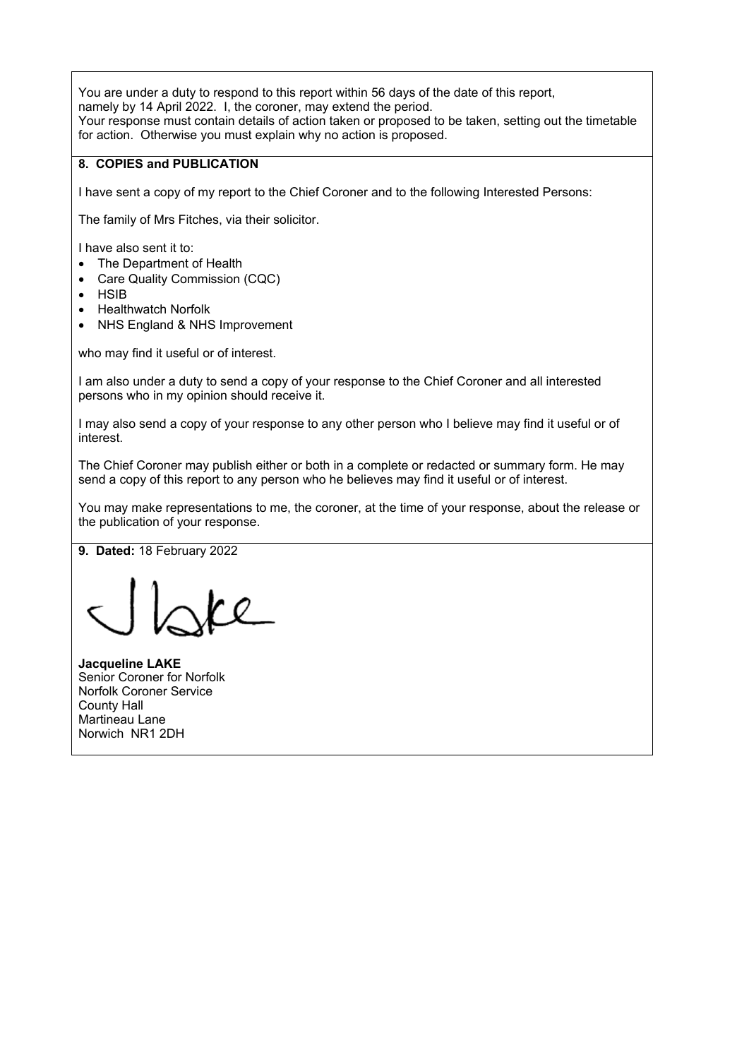You are under a duty to respond to this report within 56 days of the date of this report, namely by 14 April 2022. I, the coroner, may extend the period.
Your response must contain details of action taken or proposed to be taken, setting out the timetable for action. Otherwise you must explain why no action is proposed.

**8. COPIES and PUBLICATION**

I have sent a copy of my report to the Chief Coroner and to the following Interested Persons:

The family of Mrs Fitches, via their solicitor.

I have also sent it to:

- The Department of Health
- Care Quality Commission (CQC)
- HSIB
- Healthwatch Norfolk
- NHS England & NHS Improvement

who may find it useful or of interest.

I am also under a duty to send a copy of your response to the Chief Coroner and all interested persons who in my opinion should receive it.

I may also send a copy of your response to any other person who I believe may find it useful or of interest.

The Chief Coroner may publish either or both in a complete or redacted or summary form. He may send a copy of this report to any person who he believes may find it useful or of interest.

You may make representations to me, the coroner, at the time of your response, about the release or the publication of your response.

**9. Dated:** 18 February 2022

**Jacqueline LAKE**
Senior Coroner for Norfolk
Norfolk Coroner Service
County Hall
Martineau Lane
Norwich NR1 2DH